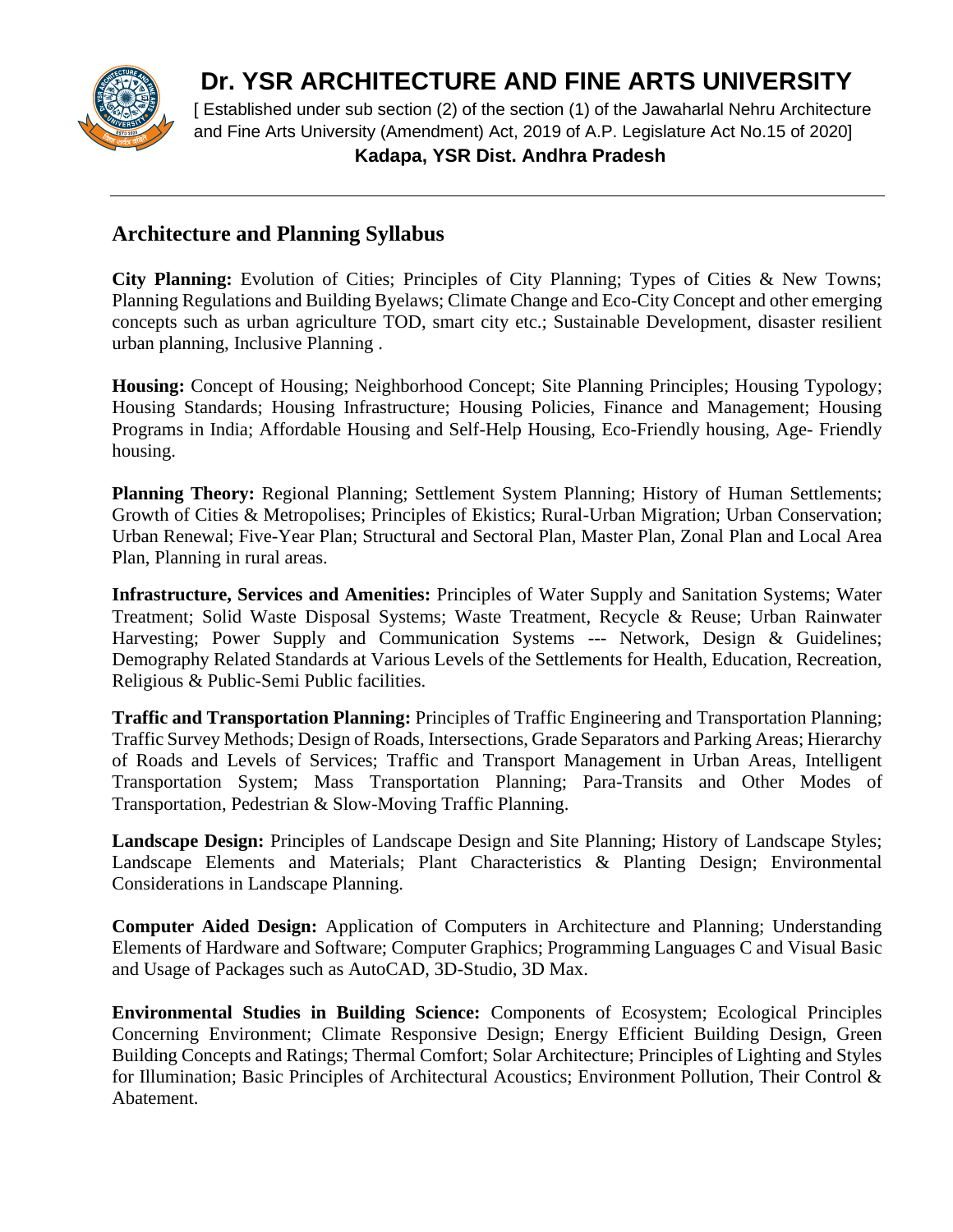# Dr. YSR ARCHITECTURE AND FINE ARTS UNIVERSITY

[ Established under sub section (2) of the section (1) of the Jawaharlal Nehru Architecture and Fine Arts University (Amendment) Act, 2019 of A.P. Legislature Act No.15 of 2020]

**Kadapa, YSR Dist. Andhra Pradesh**

---

## Architecture and Planning Syllabus

**City Planning:** Evolution of Cities; Principles of City Planning; Types of Cities & New Towns; Planning Regulations and Building Byelaws; Climate Change and Eco-City Concept and other emerging concepts such as urban agriculture TOD, smart city etc.; Sustainable Development, disaster resilient urban planning, Inclusive Planning .

**Housing:** Concept of Housing; Neighborhood Concept; Site Planning Principles; Housing Typology; Housing Standards; Housing Infrastructure; Housing Policies, Finance and Management; Housing Programs in India; Affordable Housing and Self-Help Housing, Eco-Friendly housing, Age- Friendly housing.

**Planning Theory:** Regional Planning; Settlement System Planning; History of Human Settlements; Growth of Cities & Metropolises; Principles of Ekistics; Rural-Urban Migration; Urban Conservation; Urban Renewal; Five-Year Plan; Structural and Sectoral Plan, Master Plan, Zonal Plan and Local Area Plan, Planning in rural areas.

**Infrastructure, Services and Amenities:** Principles of Water Supply and Sanitation Systems; Water Treatment; Solid Waste Disposal Systems; Waste Treatment, Recycle & Reuse; Urban Rainwater Harvesting; Power Supply and Communication Systems --- Network, Design & Guidelines; Demography Related Standards at Various Levels of the Settlements for Health, Education, Recreation, Religious & Public-Semi Public facilities.

**Traffic and Transportation Planning:** Principles of Traffic Engineering and Transportation Planning; Traffic Survey Methods; Design of Roads, Intersections, Grade Separators and Parking Areas; Hierarchy of Roads and Levels of Services; Traffic and Transport Management in Urban Areas, Intelligent Transportation System; Mass Transportation Planning; Para-Transits and Other Modes of Transportation, Pedestrian & Slow-Moving Traffic Planning.

**Landscape Design:** Principles of Landscape Design and Site Planning; History of Landscape Styles; Landscape Elements and Materials; Plant Characteristics & Planting Design; Environmental Considerations in Landscape Planning.

**Computer Aided Design:** Application of Computers in Architecture and Planning; Understanding Elements of Hardware and Software; Computer Graphics; Programming Languages C and Visual Basic and Usage of Packages such as AutoCAD, 3D-Studio, 3D Max.

**Environmental Studies in Building Science:** Components of Ecosystem; Ecological Principles Concerning Environment; Climate Responsive Design; Energy Efficient Building Design, Green Building Concepts and Ratings; Thermal Comfort; Solar Architecture; Principles of Lighting and Styles for Illumination; Basic Principles of Architectural Acoustics; Environment Pollution, Their Control & Abatement.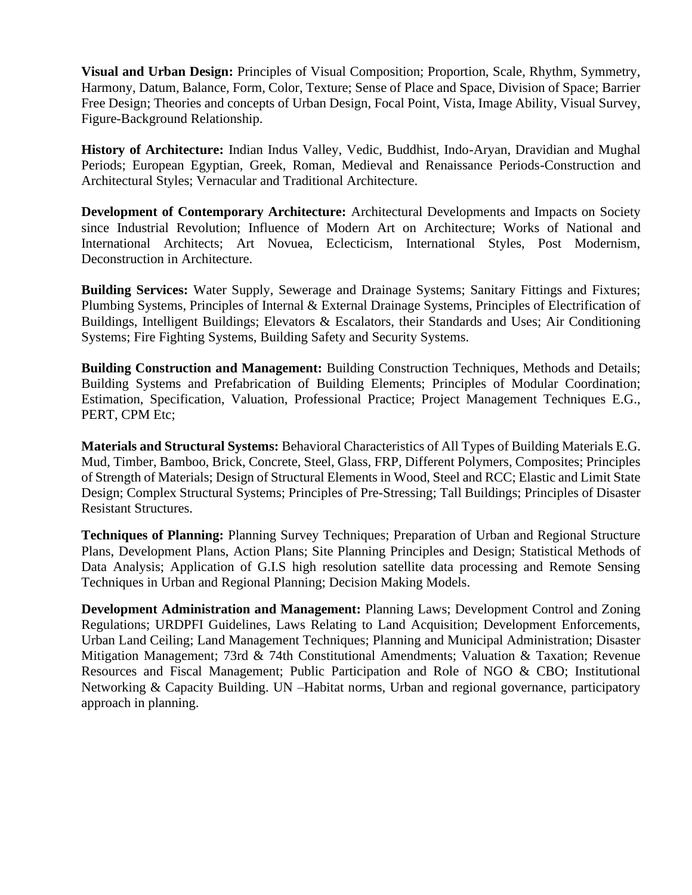**Visual and Urban Design:** Principles of Visual Composition; Proportion, Scale, Rhythm, Symmetry, Harmony, Datum, Balance, Form, Color, Texture; Sense of Place and Space, Division of Space; Barrier Free Design; Theories and concepts of Urban Design, Focal Point, Vista, Image Ability, Visual Survey, Figure-Background Relationship.

**History of Architecture:** Indian Indus Valley, Vedic, Buddhist, Indo-Aryan, Dravidian and Mughal Periods; European Egyptian, Greek, Roman, Medieval and Renaissance Periods-Construction and Architectural Styles; Vernacular and Traditional Architecture.

**Development of Contemporary Architecture:** Architectural Developments and Impacts on Society since Industrial Revolution; Influence of Modern Art on Architecture; Works of National and International Architects; Art Novuea, Eclecticism, International Styles, Post Modernism, Deconstruction in Architecture.

**Building Services:** Water Supply, Sewerage and Drainage Systems; Sanitary Fittings and Fixtures; Plumbing Systems, Principles of Internal & External Drainage Systems, Principles of Electrification of Buildings, Intelligent Buildings; Elevators & Escalators, their Standards and Uses; Air Conditioning Systems; Fire Fighting Systems, Building Safety and Security Systems.

**Building Construction and Management:** Building Construction Techniques, Methods and Details; Building Systems and Prefabrication of Building Elements; Principles of Modular Coordination; Estimation, Specification, Valuation, Professional Practice; Project Management Techniques E.G., PERT, CPM Etc;

**Materials and Structural Systems:** Behavioral Characteristics of All Types of Building Materials E.G. Mud, Timber, Bamboo, Brick, Concrete, Steel, Glass, FRP, Different Polymers, Composites; Principles of Strength of Materials; Design of Structural Elements in Wood, Steel and RCC; Elastic and Limit State Design; Complex Structural Systems; Principles of Pre-Stressing; Tall Buildings; Principles of Disaster Resistant Structures.

**Techniques of Planning:** Planning Survey Techniques; Preparation of Urban and Regional Structure Plans, Development Plans, Action Plans; Site Planning Principles and Design; Statistical Methods of Data Analysis; Application of G.I.S high resolution satellite data processing and Remote Sensing Techniques in Urban and Regional Planning; Decision Making Models.

**Development Administration and Management:** Planning Laws; Development Control and Zoning Regulations; URDPFI Guidelines, Laws Relating to Land Acquisition; Development Enforcements, Urban Land Ceiling; Land Management Techniques; Planning and Municipal Administration; Disaster Mitigation Management; 73rd & 74th Constitutional Amendments; Valuation & Taxation; Revenue Resources and Fiscal Management; Public Participation and Role of NGO & CBO; Institutional Networking & Capacity Building. UN –Habitat norms, Urban and regional governance, participatory approach in planning.